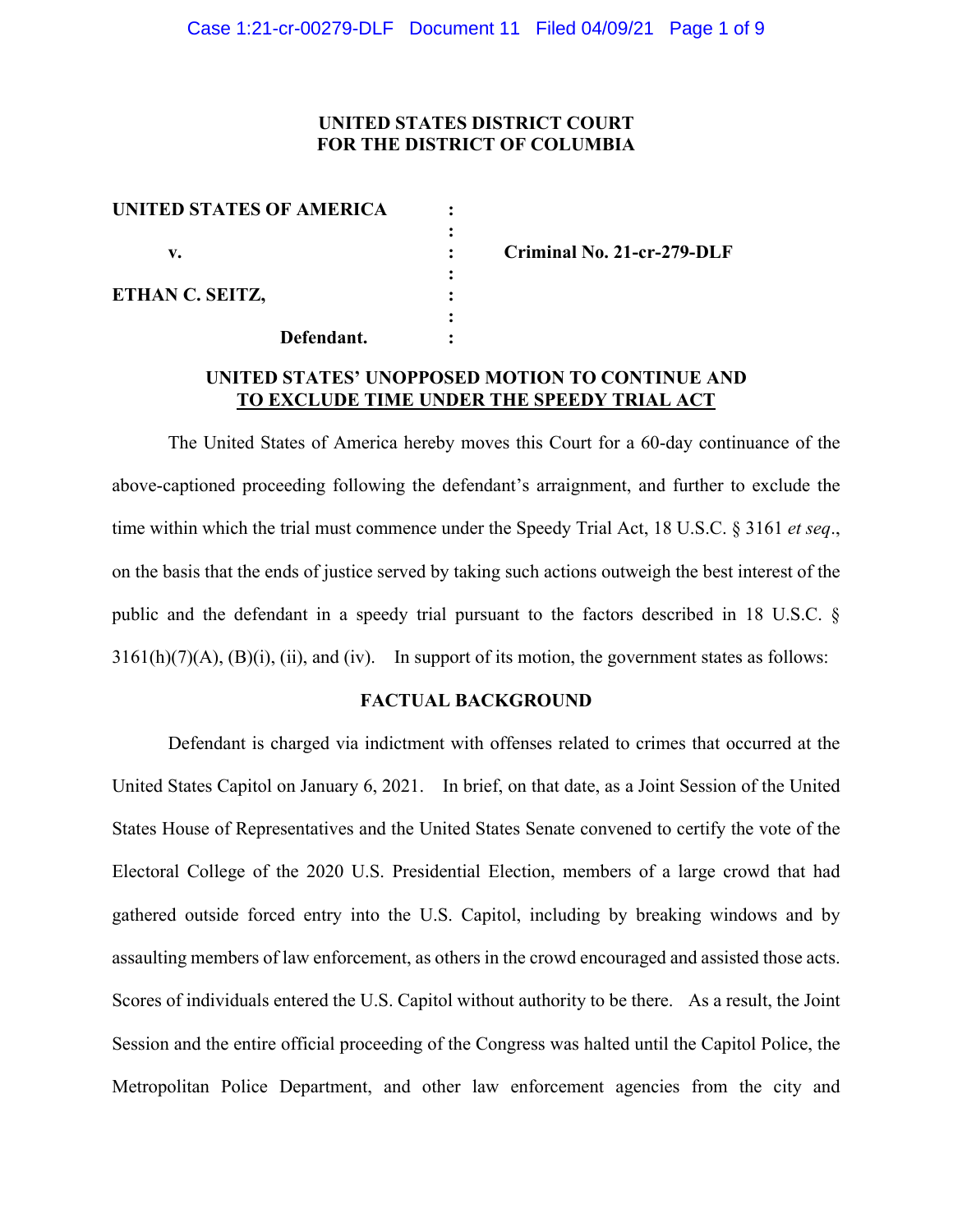**UNITED STATES DISTRICT COURT**
**FOR THE DISTRICT OF COLUMBIA**

| | | |
|---|---|---|
| **UNITED STATES OF AMERICA** | : | |
| | : | |
| **v.** | : | **Criminal No. 21-cr-279-DLF** |
| | : | |
| **ETHAN C. SEITZ,** | : | |
| | : | |
| **Defendant.** | : | |

**UNITED STATES' UNOPPOSED MOTION TO CONTINUE AND TO EXCLUDE TIME UNDER THE SPEEDY TRIAL ACT**

The United States of America hereby moves this Court for a 60-day continuance of the above-captioned proceeding following the defendant's arraignment, and further to exclude the time within which the trial must commence under the Speedy Trial Act, 18 U.S.C. § 3161 *et seq*., on the basis that the ends of justice served by taking such actions outweigh the best interest of the public and the defendant in a speedy trial pursuant to the factors described in 18 U.S.C. § 3161(h)(7)(A), (B)(i), (ii), and (iv). In support of its motion, the government states as follows:

**FACTUAL BACKGROUND**

Defendant is charged via indictment with offenses related to crimes that occurred at the United States Capitol on January 6, 2021. In brief, on that date, as a Joint Session of the United States House of Representatives and the United States Senate convened to certify the vote of the Electoral College of the 2020 U.S. Presidential Election, members of a large crowd that had gathered outside forced entry into the U.S. Capitol, including by breaking windows and by assaulting members of law enforcement, as others in the crowd encouraged and assisted those acts. Scores of individuals entered the U.S. Capitol without authority to be there. As a result, the Joint Session and the entire official proceeding of the Congress was halted until the Capitol Police, the Metropolitan Police Department, and other law enforcement agencies from the city and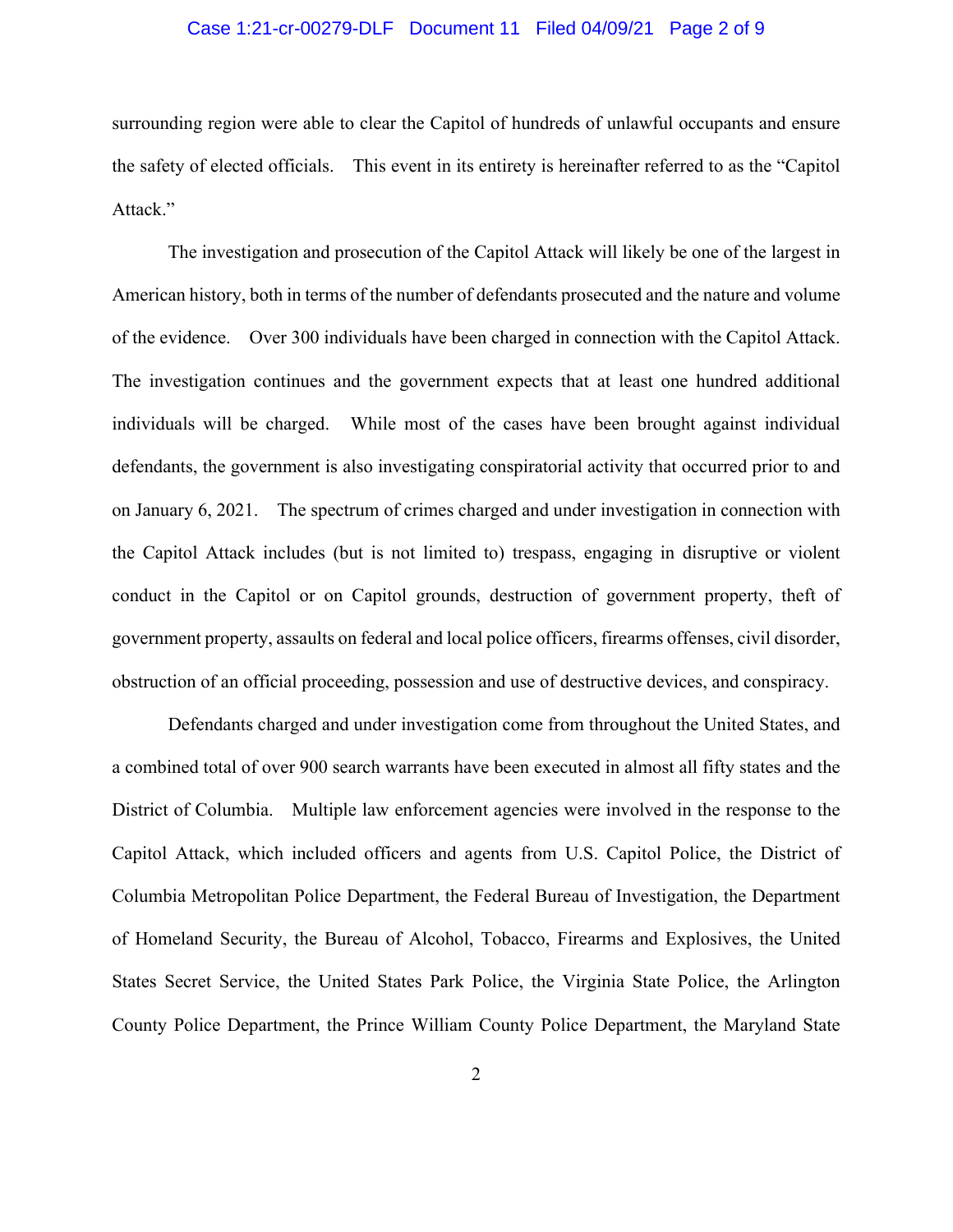surrounding region were able to clear the Capitol of hundreds of unlawful occupants and ensure the safety of elected officials. This event in its entirety is hereinafter referred to as the "Capitol Attack."

The investigation and prosecution of the Capitol Attack will likely be one of the largest in American history, both in terms of the number of defendants prosecuted and the nature and volume of the evidence. Over 300 individuals have been charged in connection with the Capitol Attack. The investigation continues and the government expects that at least one hundred additional individuals will be charged. While most of the cases have been brought against individual defendants, the government is also investigating conspiratorial activity that occurred prior to and on January 6, 2021. The spectrum of crimes charged and under investigation in connection with the Capitol Attack includes (but is not limited to) trespass, engaging in disruptive or violent conduct in the Capitol or on Capitol grounds, destruction of government property, theft of government property, assaults on federal and local police officers, firearms offenses, civil disorder, obstruction of an official proceeding, possession and use of destructive devices, and conspiracy.

Defendants charged and under investigation come from throughout the United States, and a combined total of over 900 search warrants have been executed in almost all fifty states and the District of Columbia. Multiple law enforcement agencies were involved in the response to the Capitol Attack, which included officers and agents from U.S. Capitol Police, the District of Columbia Metropolitan Police Department, the Federal Bureau of Investigation, the Department of Homeland Security, the Bureau of Alcohol, Tobacco, Firearms and Explosives, the United States Secret Service, the United States Park Police, the Virginia State Police, the Arlington County Police Department, the Prince William County Police Department, the Maryland State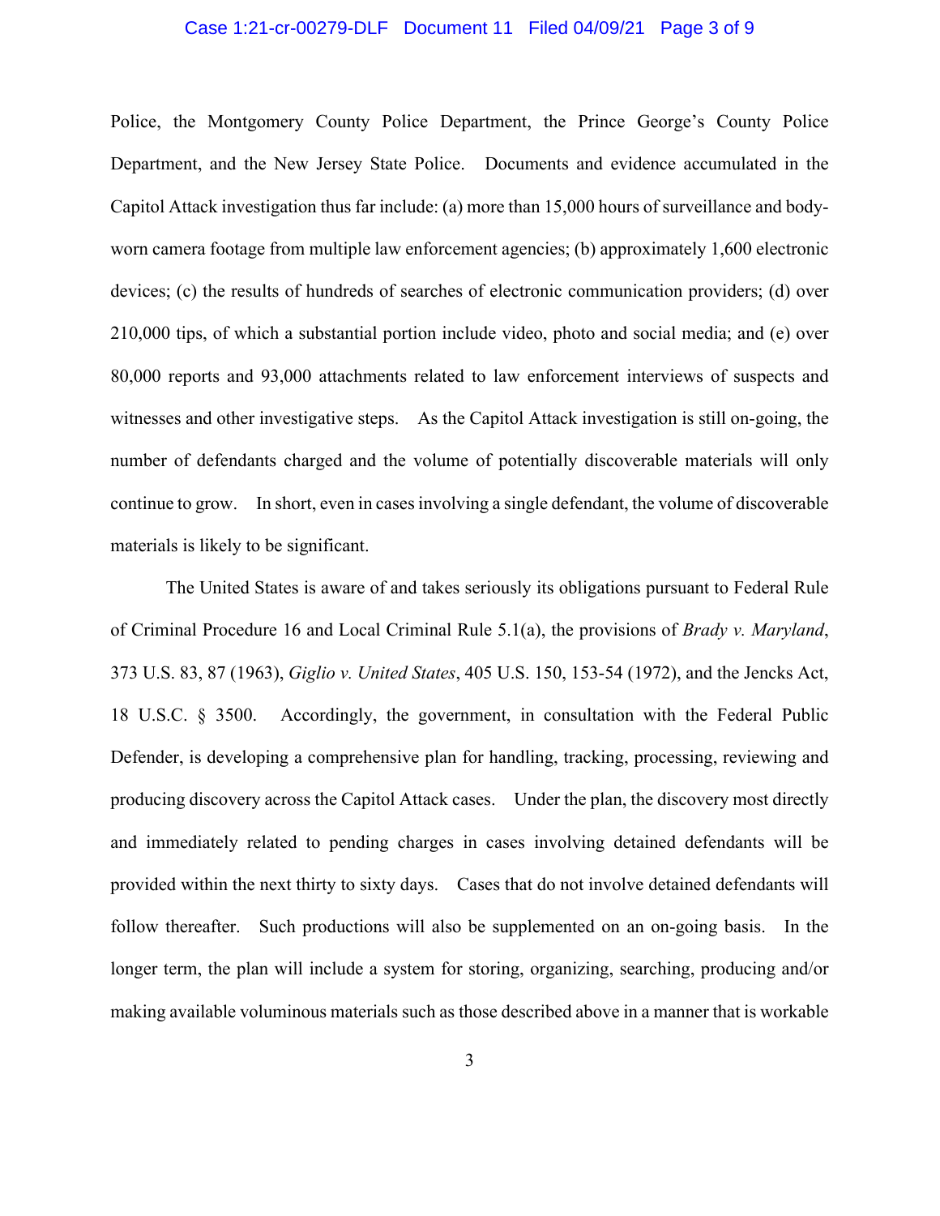Police, the Montgomery County Police Department, the Prince George's County Police Department, and the New Jersey State Police. Documents and evidence accumulated in the Capitol Attack investigation thus far include: (a) more than 15,000 hours of surveillance and body-worn camera footage from multiple law enforcement agencies; (b) approximately 1,600 electronic devices; (c) the results of hundreds of searches of electronic communication providers; (d) over 210,000 tips, of which a substantial portion include video, photo and social media; and (e) over 80,000 reports and 93,000 attachments related to law enforcement interviews of suspects and witnesses and other investigative steps. As the Capitol Attack investigation is still on-going, the number of defendants charged and the volume of potentially discoverable materials will only continue to grow. In short, even in cases involving a single defendant, the volume of discoverable materials is likely to be significant.

The United States is aware of and takes seriously its obligations pursuant to Federal Rule of Criminal Procedure 16 and Local Criminal Rule 5.1(a), the provisions of *Brady v. Maryland*, 373 U.S. 83, 87 (1963), *Giglio v. United States*, 405 U.S. 150, 153-54 (1972), and the Jencks Act, 18 U.S.C. § 3500. Accordingly, the government, in consultation with the Federal Public Defender, is developing a comprehensive plan for handling, tracking, processing, reviewing and producing discovery across the Capitol Attack cases. Under the plan, the discovery most directly and immediately related to pending charges in cases involving detained defendants will be provided within the next thirty to sixty days. Cases that do not involve detained defendants will follow thereafter. Such productions will also be supplemented on an on-going basis. In the longer term, the plan will include a system for storing, organizing, searching, producing and/or making available voluminous materials such as those described above in a manner that is workable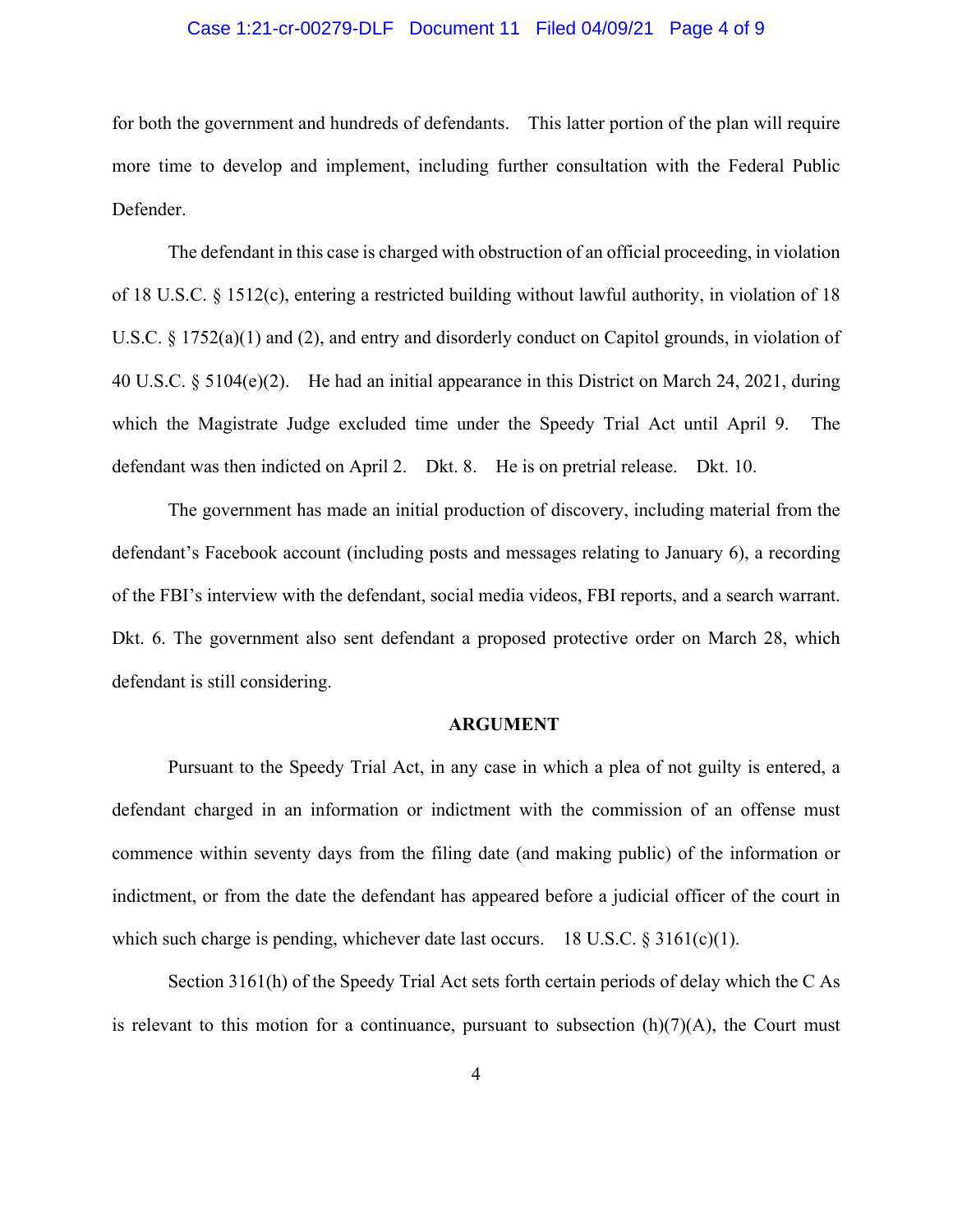for both the government and hundreds of defendants. This latter portion of the plan will require more time to develop and implement, including further consultation with the Federal Public Defender.

The defendant in this case is charged with obstruction of an official proceeding, in violation of 18 U.S.C. § 1512(c), entering a restricted building without lawful authority, in violation of 18 U.S.C. § 1752(a)(1) and (2), and entry and disorderly conduct on Capitol grounds, in violation of 40 U.S.C. § 5104(e)(2). He had an initial appearance in this District on March 24, 2021, during which the Magistrate Judge excluded time under the Speedy Trial Act until April 9. The defendant was then indicted on April 2. Dkt. 8. He is on pretrial release. Dkt. 10.

The government has made an initial production of discovery, including material from the defendant's Facebook account (including posts and messages relating to January 6), a recording of the FBI's interview with the defendant, social media videos, FBI reports, and a search warrant. Dkt. 6. The government also sent defendant a proposed protective order on March 28, which defendant is still considering.

**ARGUMENT**

Pursuant to the Speedy Trial Act, in any case in which a plea of not guilty is entered, a defendant charged in an information or indictment with the commission of an offense must commence within seventy days from the filing date (and making public) of the information or indictment, or from the date the defendant has appeared before a judicial officer of the court in which such charge is pending, whichever date last occurs. 18 U.S.C. § 3161(c)(1).

Section 3161(h) of the Speedy Trial Act sets forth certain periods of delay which the C As is relevant to this motion for a continuance, pursuant to subsection (h)(7)(A), the Court must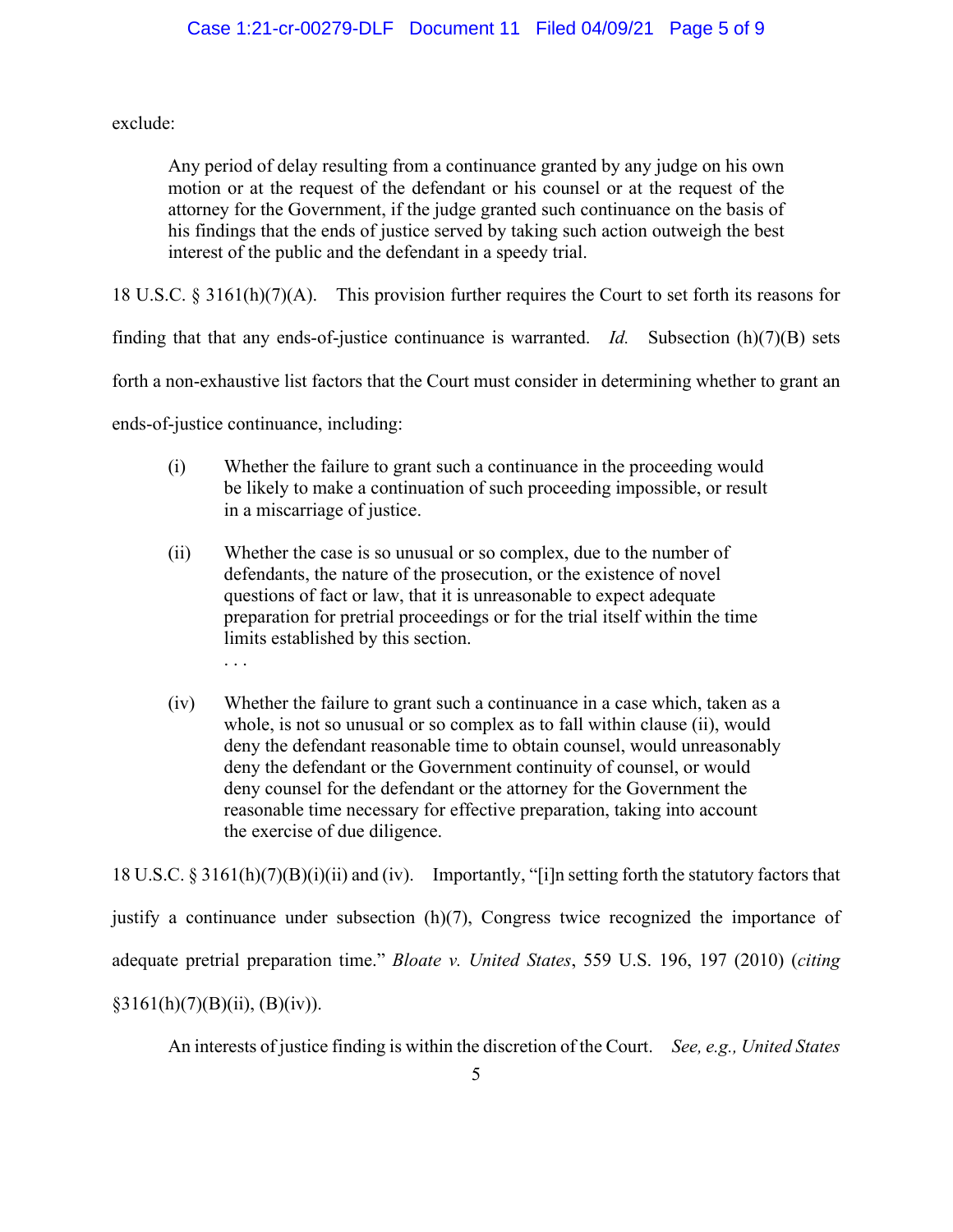exclude:

> Any period of delay resulting from a continuance granted by any judge on his own motion or at the request of the defendant or his counsel or at the request of the attorney for the Government, if the judge granted such continuance on the basis of his findings that the ends of justice served by taking such action outweigh the best interest of the public and the defendant in a speedy trial.

18 U.S.C. § 3161(h)(7)(A). This provision further requires the Court to set forth its reasons for finding that that any ends-of-justice continuance is warranted. *Id.* Subsection (h)(7)(B) sets forth a non-exhaustive list factors that the Court must consider in determining whether to grant an ends-of-justice continuance, including:

> (i) Whether the failure to grant such a continuance in the proceeding would be likely to make a continuation of such proceeding impossible, or result in a miscarriage of justice.
>
> (ii) Whether the case is so unusual or so complex, due to the number of defendants, the nature of the prosecution, or the existence of novel questions of fact or law, that it is unreasonable to expect adequate preparation for pretrial proceedings or for the trial itself within the time limits established by this section.
>
> . . .
>
> (iv) Whether the failure to grant such a continuance in a case which, taken as a whole, is not so unusual or so complex as to fall within clause (ii), would deny the defendant reasonable time to obtain counsel, would unreasonably deny the defendant or the Government continuity of counsel, or would deny counsel for the defendant or the attorney for the Government the reasonable time necessary for effective preparation, taking into account the exercise of due diligence.

18 U.S.C. § 3161(h)(7)(B)(i)(ii) and (iv). Importantly, "[i]n setting forth the statutory factors that justify a continuance under subsection (h)(7), Congress twice recognized the importance of adequate pretrial preparation time." *Bloate v. United States*, 559 U.S. 196, 197 (2010) (*citing* §3161(h)(7)(B)(ii), (B)(iv)).

An interests of justice finding is within the discretion of the Court. *See, e.g., United States*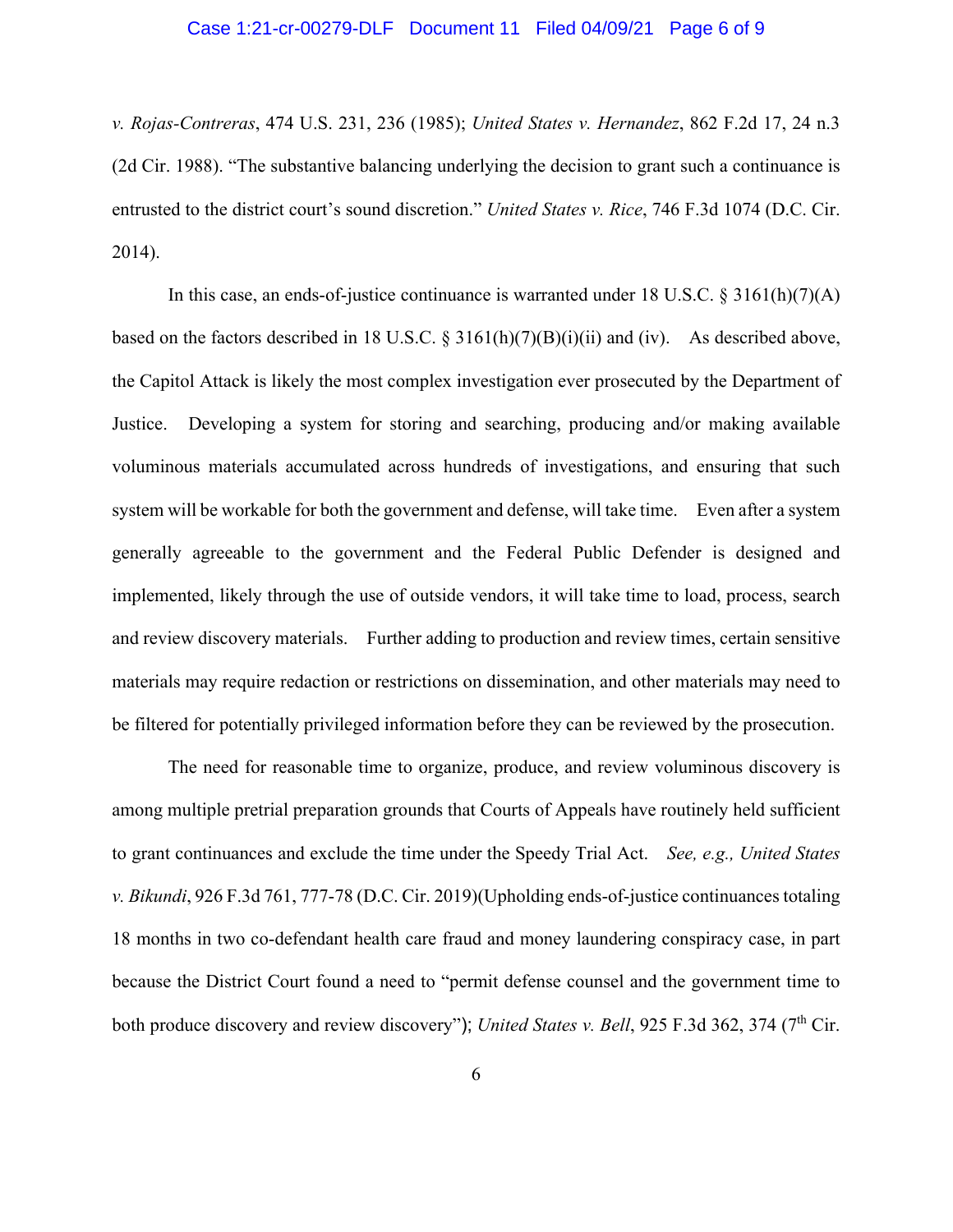*v. Rojas-Contreras*, 474 U.S. 231, 236 (1985); *United States v. Hernandez*, 862 F.2d 17, 24 n.3 (2d Cir. 1988). "The substantive balancing underlying the decision to grant such a continuance is entrusted to the district court's sound discretion." *United States v. Rice*, 746 F.3d 1074 (D.C. Cir. 2014).

In this case, an ends-of-justice continuance is warranted under 18 U.S.C. § 3161(h)(7)(A) based on the factors described in 18 U.S.C. § 3161(h)(7)(B)(i)(ii) and (iv). As described above, the Capitol Attack is likely the most complex investigation ever prosecuted by the Department of Justice. Developing a system for storing and searching, producing and/or making available voluminous materials accumulated across hundreds of investigations, and ensuring that such system will be workable for both the government and defense, will take time. Even after a system generally agreeable to the government and the Federal Public Defender is designed and implemented, likely through the use of outside vendors, it will take time to load, process, search and review discovery materials. Further adding to production and review times, certain sensitive materials may require redaction or restrictions on dissemination, and other materials may need to be filtered for potentially privileged information before they can be reviewed by the prosecution.

The need for reasonable time to organize, produce, and review voluminous discovery is among multiple pretrial preparation grounds that Courts of Appeals have routinely held sufficient to grant continuances and exclude the time under the Speedy Trial Act. *See, e.g., United States v. Bikundi*, 926 F.3d 761, 777-78 (D.C. Cir. 2019)(Upholding ends-of-justice continuances totaling 18 months in two co-defendant health care fraud and money laundering conspiracy case, in part because the District Court found a need to "permit defense counsel and the government time to both produce discovery and review discovery"); *United States v. Bell*, 925 F.3d 362, 374 (7th Cir.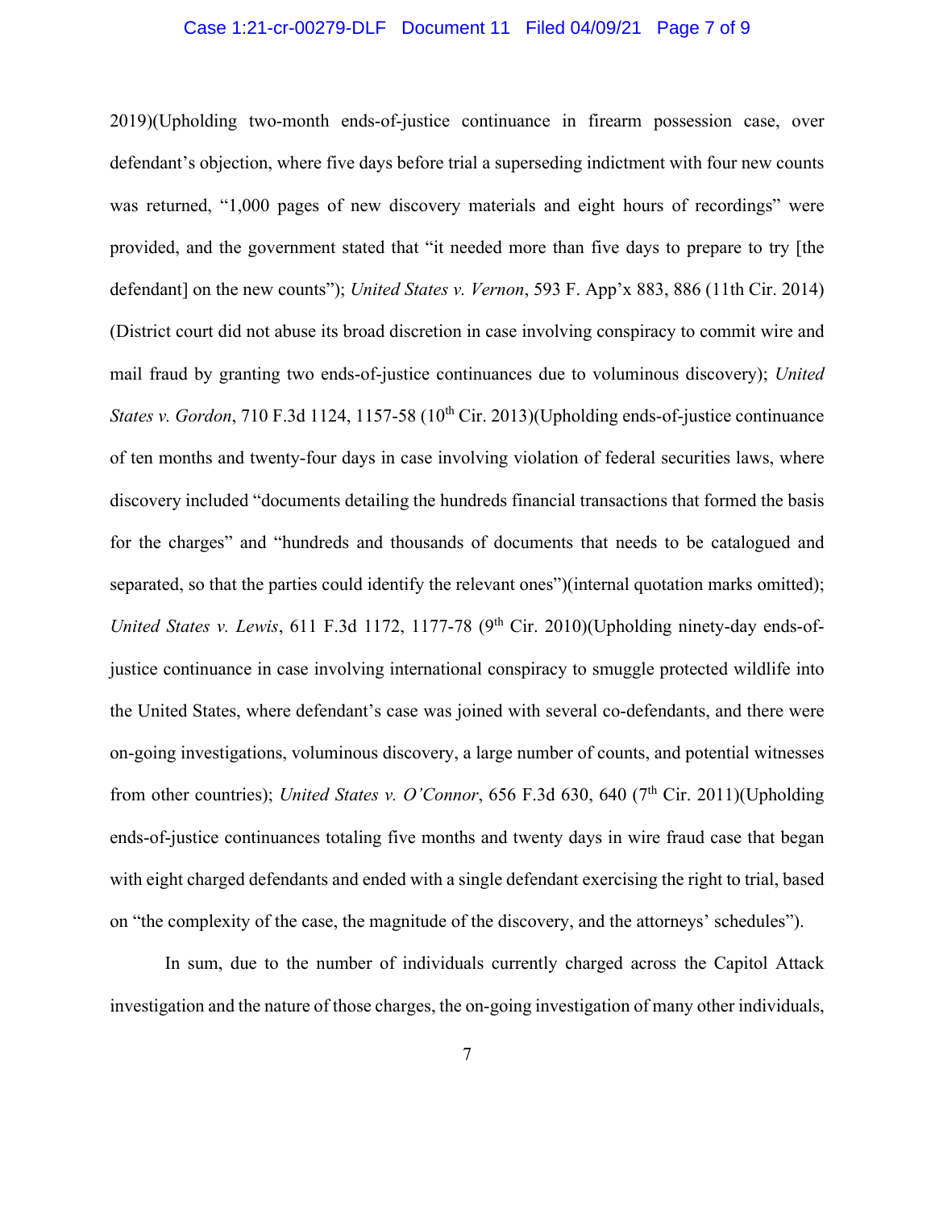2019)(Upholding two-month ends-of-justice continuance in firearm possession case, over defendant's objection, where five days before trial a superseding indictment with four new counts was returned, "1,000 pages of new discovery materials and eight hours of recordings" were provided, and the government stated that "it needed more than five days to prepare to try [the defendant] on the new counts"); *United States v. Vernon*, 593 F. App'x 883, 886 (11th Cir. 2014) (District court did not abuse its broad discretion in case involving conspiracy to commit wire and mail fraud by granting two ends-of-justice continuances due to voluminous discovery); *United States v. Gordon*, 710 F.3d 1124, 1157-58 (10th Cir. 2013)(Upholding ends-of-justice continuance of ten months and twenty-four days in case involving violation of federal securities laws, where discovery included "documents detailing the hundreds financial transactions that formed the basis for the charges" and "hundreds and thousands of documents that needs to be catalogued and separated, so that the parties could identify the relevant ones")(internal quotation marks omitted); *United States v. Lewis*, 611 F.3d 1172, 1177-78 (9th Cir. 2010)(Upholding ninety-day ends-of-justice continuance in case involving international conspiracy to smuggle protected wildlife into the United States, where defendant's case was joined with several co-defendants, and there were on-going investigations, voluminous discovery, a large number of counts, and potential witnesses from other countries); *United States v. O'Connor*, 656 F.3d 630, 640 (7th Cir. 2011)(Upholding ends-of-justice continuances totaling five months and twenty days in wire fraud case that began with eight charged defendants and ended with a single defendant exercising the right to trial, based on "the complexity of the case, the magnitude of the discovery, and the attorneys' schedules").

In sum, due to the number of individuals currently charged across the Capitol Attack investigation and the nature of those charges, the on-going investigation of many other individuals,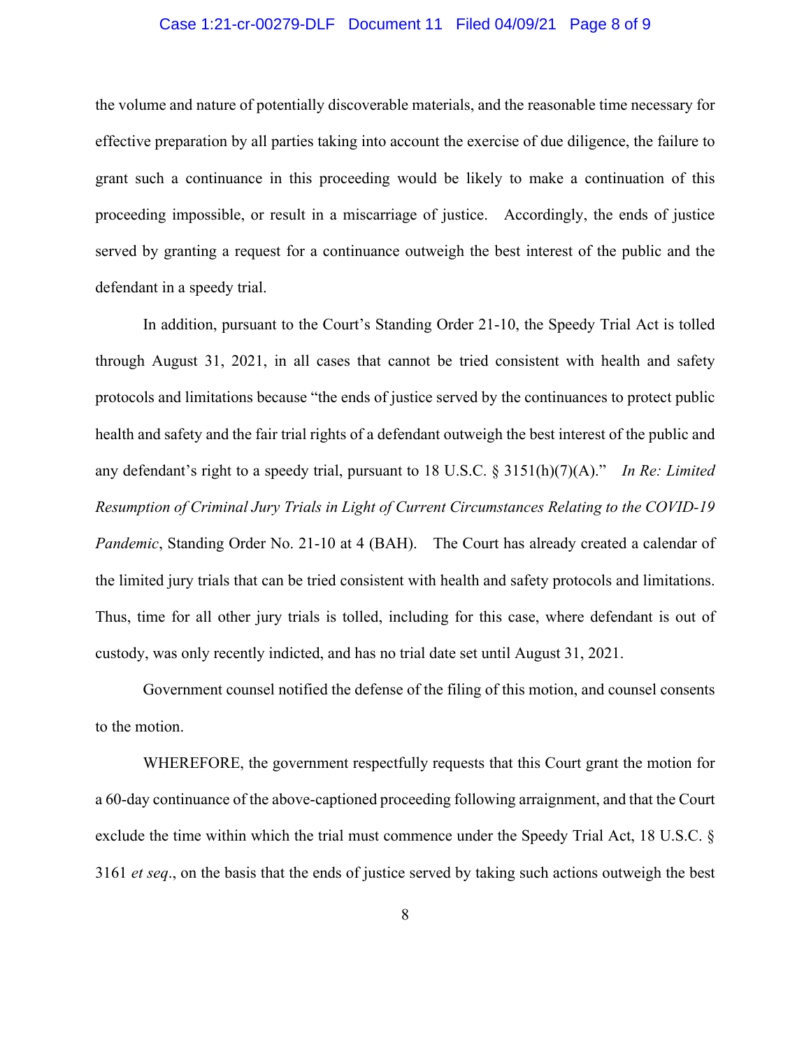the volume and nature of potentially discoverable materials, and the reasonable time necessary for effective preparation by all parties taking into account the exercise of due diligence, the failure to grant such a continuance in this proceeding would be likely to make a continuation of this proceeding impossible, or result in a miscarriage of justice. Accordingly, the ends of justice served by granting a request for a continuance outweigh the best interest of the public and the defendant in a speedy trial.

In addition, pursuant to the Court's Standing Order 21-10, the Speedy Trial Act is tolled through August 31, 2021, in all cases that cannot be tried consistent with health and safety protocols and limitations because "the ends of justice served by the continuances to protect public health and safety and the fair trial rights of a defendant outweigh the best interest of the public and any defendant's right to a speedy trial, pursuant to 18 U.S.C. § 3151(h)(7)(A)." *In Re: Limited Resumption of Criminal Jury Trials in Light of Current Circumstances Relating to the COVID-19 Pandemic*, Standing Order No. 21-10 at 4 (BAH). The Court has already created a calendar of the limited jury trials that can be tried consistent with health and safety protocols and limitations. Thus, time for all other jury trials is tolled, including for this case, where defendant is out of custody, was only recently indicted, and has no trial date set until August 31, 2021.

Government counsel notified the defense of the filing of this motion, and counsel consents to the motion.

WHEREFORE, the government respectfully requests that this Court grant the motion for a 60-day continuance of the above-captioned proceeding following arraignment, and that the Court exclude the time within which the trial must commence under the Speedy Trial Act, 18 U.S.C. § 3161 *et seq*., on the basis that the ends of justice served by taking such actions outweigh the best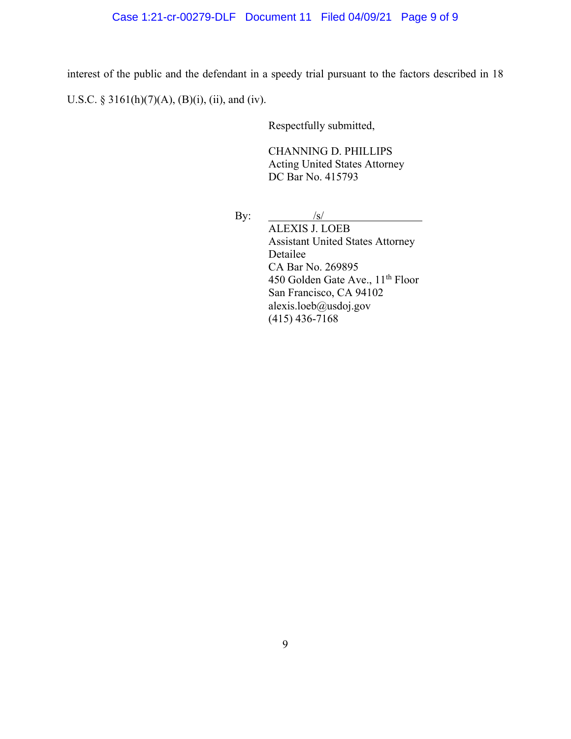interest of the public and the defendant in a speedy trial pursuant to the factors described in 18 U.S.C. § 3161(h)(7)(A), (B)(i), (ii), and (iv).

Respectfully submitted,

CHANNING D. PHILLIPS
Acting United States Attorney
DC Bar No. 415793

By: /s/
ALEXIS J. LOEB
Assistant United States Attorney
Detailee
CA Bar No. 269895
450 Golden Gate Ave., 11th Floor
San Francisco, CA 94102
alexis.loeb@usdoj.gov
(415) 436-7168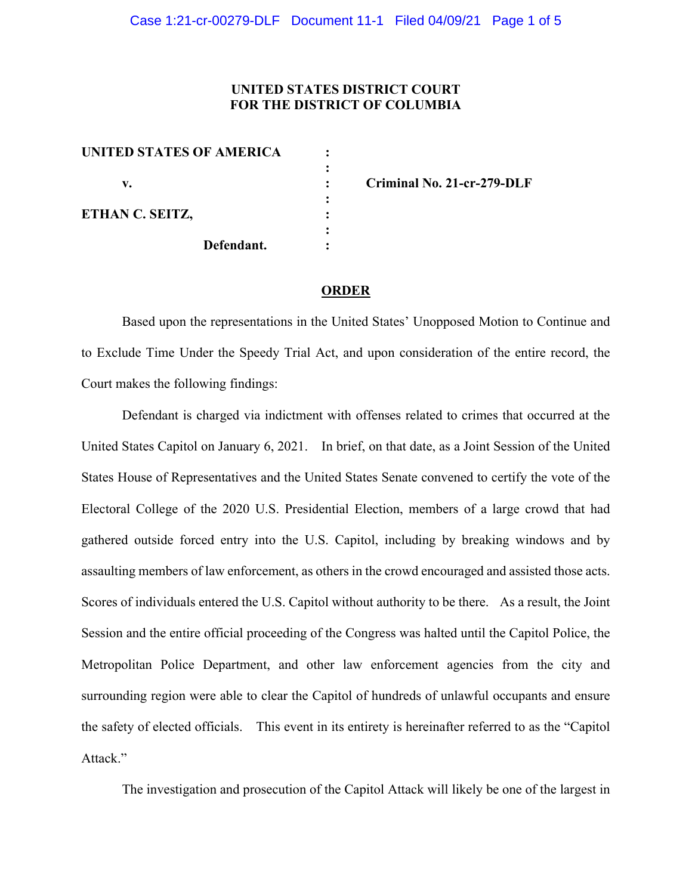**UNITED STATES DISTRICT COURT**
**FOR THE DISTRICT OF COLUMBIA**

| | | |
|---|---|---|
| **UNITED STATES OF AMERICA** | : | |
| | : | |
| **v.** | : | **Criminal No. 21-cr-279-DLF** |
| | : | |
| **ETHAN C. SEITZ,** | : | |
| | : | |
| **Defendant.** | : | |

## ORDER

Based upon the representations in the United States' Unopposed Motion to Continue and to Exclude Time Under the Speedy Trial Act, and upon consideration of the entire record, the Court makes the following findings:

Defendant is charged via indictment with offenses related to crimes that occurred at the United States Capitol on January 6, 2021. In brief, on that date, as a Joint Session of the United States House of Representatives and the United States Senate convened to certify the vote of the Electoral College of the 2020 U.S. Presidential Election, members of a large crowd that had gathered outside forced entry into the U.S. Capitol, including by breaking windows and by assaulting members of law enforcement, as others in the crowd encouraged and assisted those acts. Scores of individuals entered the U.S. Capitol without authority to be there. As a result, the Joint Session and the entire official proceeding of the Congress was halted until the Capitol Police, the Metropolitan Police Department, and other law enforcement agencies from the city and surrounding region were able to clear the Capitol of hundreds of unlawful occupants and ensure the safety of elected officials. This event in its entirety is hereinafter referred to as the "Capitol Attack."

The investigation and prosecution of the Capitol Attack will likely be one of the largest in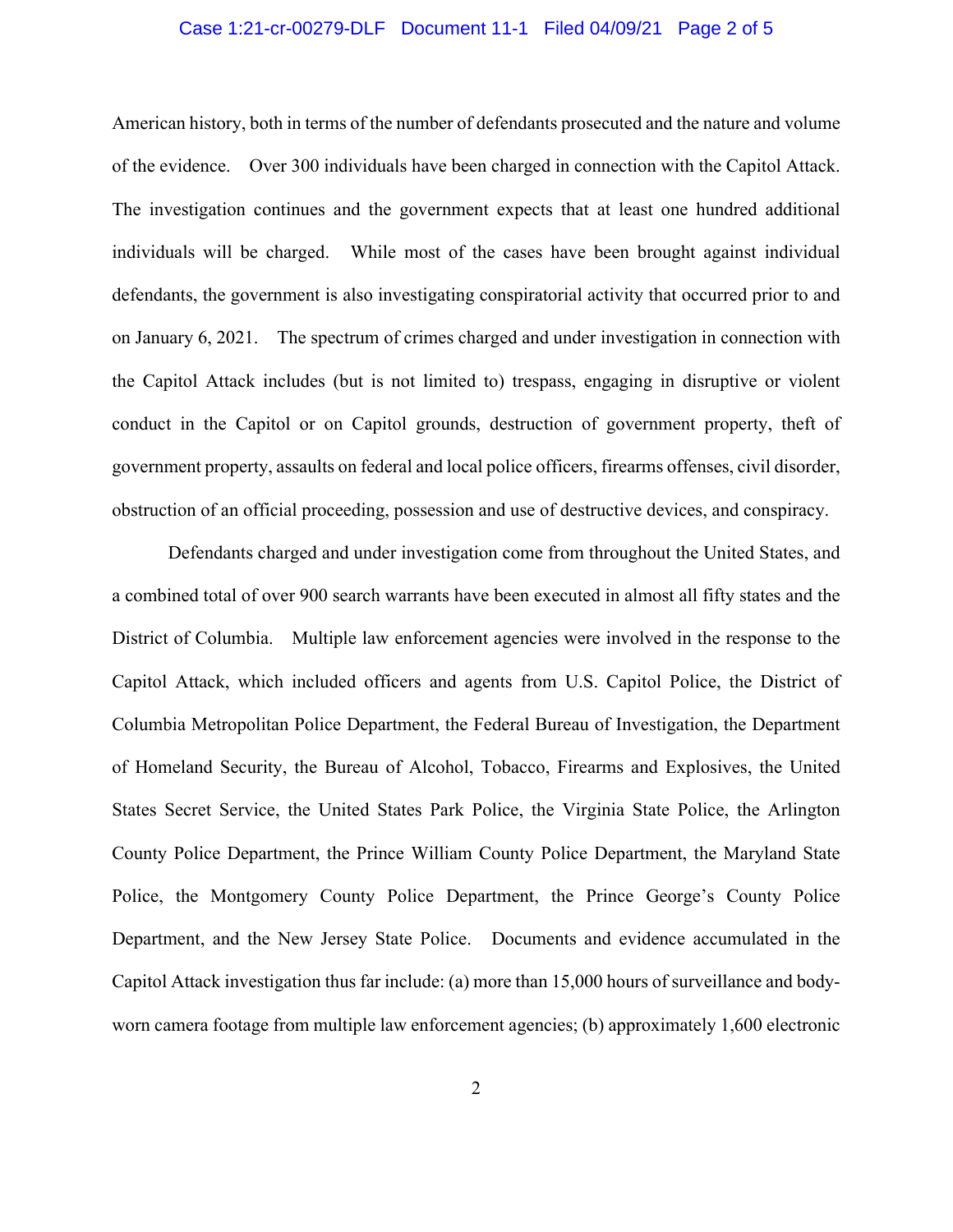American history, both in terms of the number of defendants prosecuted and the nature and volume of the evidence. Over 300 individuals have been charged in connection with the Capitol Attack. The investigation continues and the government expects that at least one hundred additional individuals will be charged. While most of the cases have been brought against individual defendants, the government is also investigating conspiratorial activity that occurred prior to and on January 6, 2021. The spectrum of crimes charged and under investigation in connection with the Capitol Attack includes (but is not limited to) trespass, engaging in disruptive or violent conduct in the Capitol or on Capitol grounds, destruction of government property, theft of government property, assaults on federal and local police officers, firearms offenses, civil disorder, obstruction of an official proceeding, possession and use of destructive devices, and conspiracy.

Defendants charged and under investigation come from throughout the United States, and a combined total of over 900 search warrants have been executed in almost all fifty states and the District of Columbia. Multiple law enforcement agencies were involved in the response to the Capitol Attack, which included officers and agents from U.S. Capitol Police, the District of Columbia Metropolitan Police Department, the Federal Bureau of Investigation, the Department of Homeland Security, the Bureau of Alcohol, Tobacco, Firearms and Explosives, the United States Secret Service, the United States Park Police, the Virginia State Police, the Arlington County Police Department, the Prince William County Police Department, the Maryland State Police, the Montgomery County Police Department, the Prince George's County Police Department, and the New Jersey State Police. Documents and evidence accumulated in the Capitol Attack investigation thus far include: (a) more than 15,000 hours of surveillance and body-worn camera footage from multiple law enforcement agencies; (b) approximately 1,600 electronic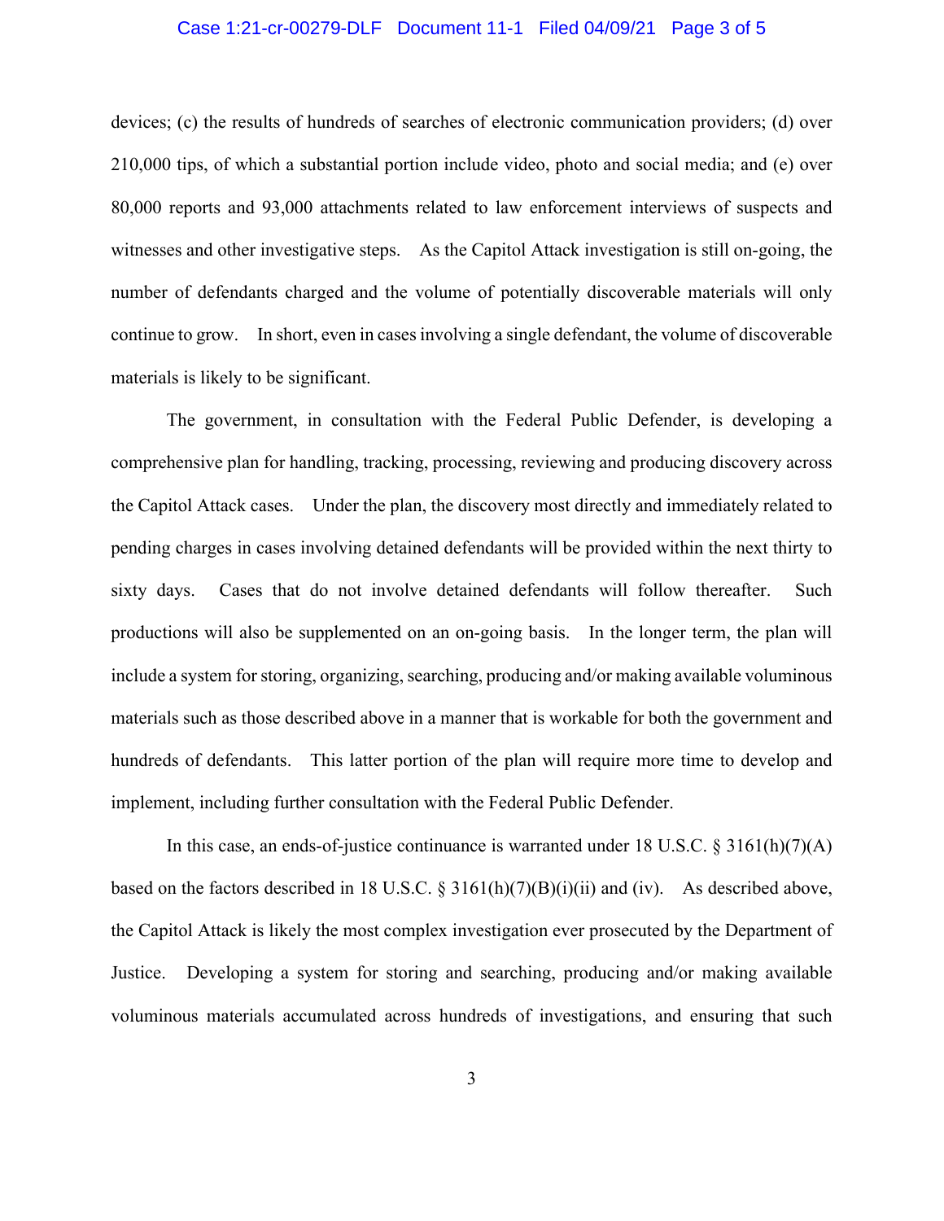devices; (c) the results of hundreds of searches of electronic communication providers; (d) over 210,000 tips, of which a substantial portion include video, photo and social media; and (e) over 80,000 reports and 93,000 attachments related to law enforcement interviews of suspects and witnesses and other investigative steps. As the Capitol Attack investigation is still on-going, the number of defendants charged and the volume of potentially discoverable materials will only continue to grow. In short, even in cases involving a single defendant, the volume of discoverable materials is likely to be significant.

The government, in consultation with the Federal Public Defender, is developing a comprehensive plan for handling, tracking, processing, reviewing and producing discovery across the Capitol Attack cases. Under the plan, the discovery most directly and immediately related to pending charges in cases involving detained defendants will be provided within the next thirty to sixty days. Cases that do not involve detained defendants will follow thereafter. Such productions will also be supplemented on an on-going basis. In the longer term, the plan will include a system for storing, organizing, searching, producing and/or making available voluminous materials such as those described above in a manner that is workable for both the government and hundreds of defendants. This latter portion of the plan will require more time to develop and implement, including further consultation with the Federal Public Defender.

In this case, an ends-of-justice continuance is warranted under 18 U.S.C. § 3161(h)(7)(A) based on the factors described in 18 U.S.C. § 3161(h)(7)(B)(i)(ii) and (iv). As described above, the Capitol Attack is likely the most complex investigation ever prosecuted by the Department of Justice. Developing a system for storing and searching, producing and/or making available voluminous materials accumulated across hundreds of investigations, and ensuring that such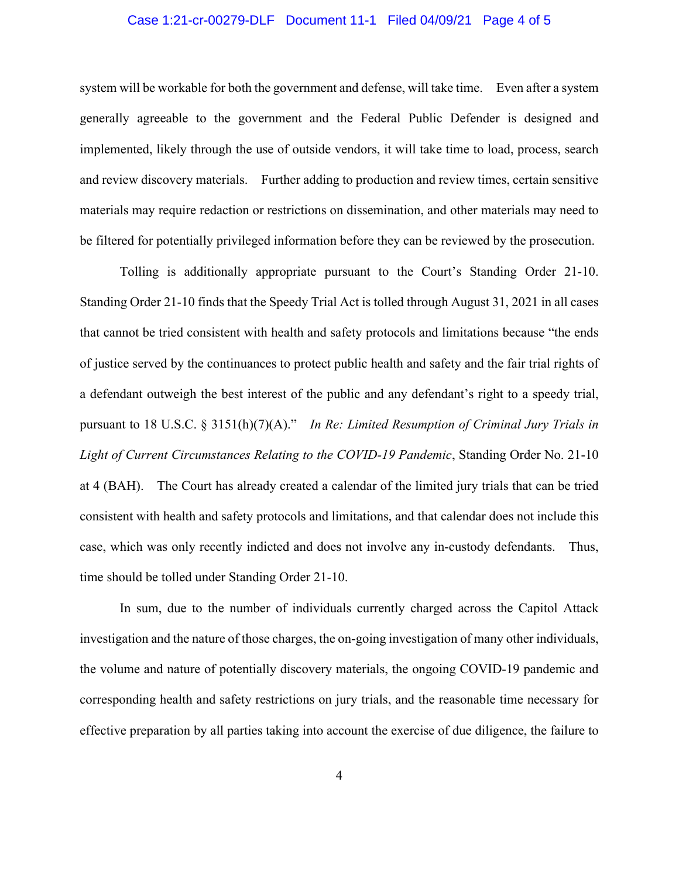system will be workable for both the government and defense, will take time. Even after a system generally agreeable to the government and the Federal Public Defender is designed and implemented, likely through the use of outside vendors, it will take time to load, process, search and review discovery materials. Further adding to production and review times, certain sensitive materials may require redaction or restrictions on dissemination, and other materials may need to be filtered for potentially privileged information before they can be reviewed by the prosecution.

Tolling is additionally appropriate pursuant to the Court's Standing Order 21-10. Standing Order 21-10 finds that the Speedy Trial Act is tolled through August 31, 2021 in all cases that cannot be tried consistent with health and safety protocols and limitations because "the ends of justice served by the continuances to protect public health and safety and the fair trial rights of a defendant outweigh the best interest of the public and any defendant's right to a speedy trial, pursuant to 18 U.S.C. § 3151(h)(7)(A)." *In Re: Limited Resumption of Criminal Jury Trials in Light of Current Circumstances Relating to the COVID-19 Pandemic*, Standing Order No. 21-10 at 4 (BAH). The Court has already created a calendar of the limited jury trials that can be tried consistent with health and safety protocols and limitations, and that calendar does not include this case, which was only recently indicted and does not involve any in-custody defendants. Thus, time should be tolled under Standing Order 21-10.

In sum, due to the number of individuals currently charged across the Capitol Attack investigation and the nature of those charges, the on-going investigation of many other individuals, the volume and nature of potentially discovery materials, the ongoing COVID-19 pandemic and corresponding health and safety restrictions on jury trials, and the reasonable time necessary for effective preparation by all parties taking into account the exercise of due diligence, the failure to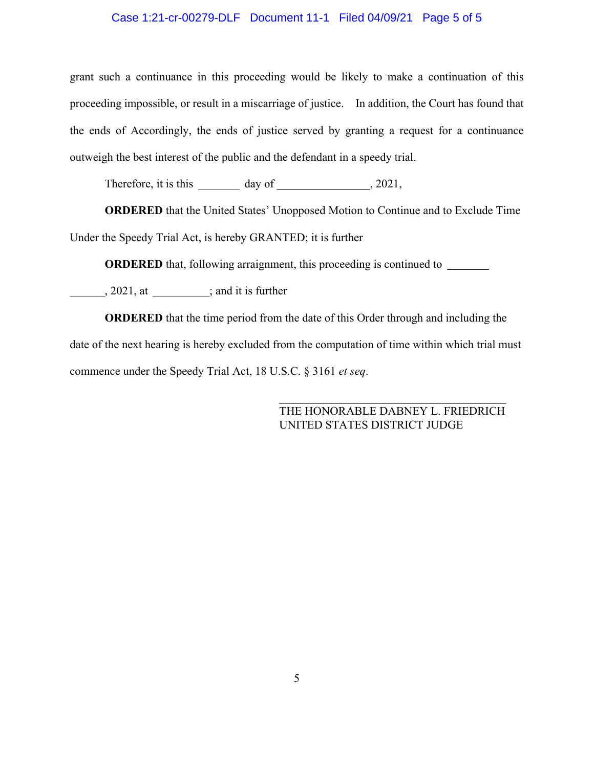grant such a continuance in this proceeding would be likely to make a continuation of this proceeding impossible, or result in a miscarriage of justice. In addition, the Court has found that the ends of Accordingly, the ends of justice served by granting a request for a continuance outweigh the best interest of the public and the defendant in a speedy trial.

Therefore, it is this _______ day of ________________, 2021,

**ORDERED** that the United States' Unopposed Motion to Continue and to Exclude Time Under the Speedy Trial Act, is hereby GRANTED; it is further

**ORDERED** that, following arraignment, this proceeding is continued to ________ ______, 2021, at __________; and it is further

**ORDERED** that the time period from the date of this Order through and including the date of the next hearing is hereby excluded from the computation of time within which trial must commence under the Speedy Trial Act, 18 U.S.C. § 3161 *et seq*.

\_\_\_\_\_\_\_\_\_\_\_\_\_\_\_\_\_\_\_\_\_\_\_\_\_\_\_\_\_\_\_\_\_\_\_\_\_\_\_\_
THE HONORABLE DABNEY L. FRIEDRICH
UNITED STATES DISTRICT JUDGE